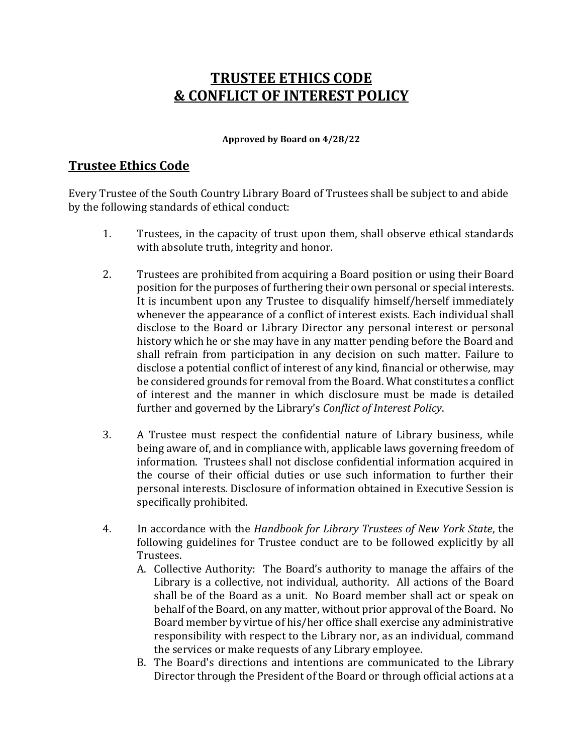# TRUSTEE ETHICS CODE & CONFLICT OF INTEREST POLICY

**Approved by Board on 4/28/22**

## Trustee Ethics Code

Every Trustee of the South Country Library Board of Trustees shall be subject to and abide by the following standards of ethical conduct:

1. Trustees, in the capacity of trust upon them, shall observe ethical standards with absolute truth, integrity and honor.

2. Trustees are prohibited from acquiring a Board position or using their Board position for the purposes of furthering their own personal or special interests. It is incumbent upon any Trustee to disqualify himself/herself immediately whenever the appearance of a conflict of interest exists. Each individual shall disclose to the Board or Library Director any personal interest or personal history which he or she may have in any matter pending before the Board and shall refrain from participation in any decision on such matter. Failure to disclose a potential conflict of interest of any kind, financial or otherwise, may be considered grounds for removal from the Board. What constitutes a conflict of interest and the manner in which disclosure must be made is detailed further and governed by the Library's *Conflict of Interest Policy*.

3. A Trustee must respect the confidential nature of Library business, while being aware of, and in compliance with, applicable laws governing freedom of information. Trustees shall not disclose confidential information acquired in the course of their official duties or use such information to further their personal interests. Disclosure of information obtained in Executive Session is specifically prohibited.

4. In accordance with the *Handbook for Library Trustees of New York State*, the following guidelines for Trustee conduct are to be followed explicitly by all Trustees.
   A. Collective Authority: The Board's authority to manage the affairs of the Library is a collective, not individual, authority. All actions of the Board shall be of the Board as a unit. No Board member shall act or speak on behalf of the Board, on any matter, without prior approval of the Board. No Board member by virtue of his/her office shall exercise any administrative responsibility with respect to the Library nor, as an individual, command the services or make requests of any Library employee.
   B. The Board's directions and intentions are communicated to the Library Director through the President of the Board or through official actions at a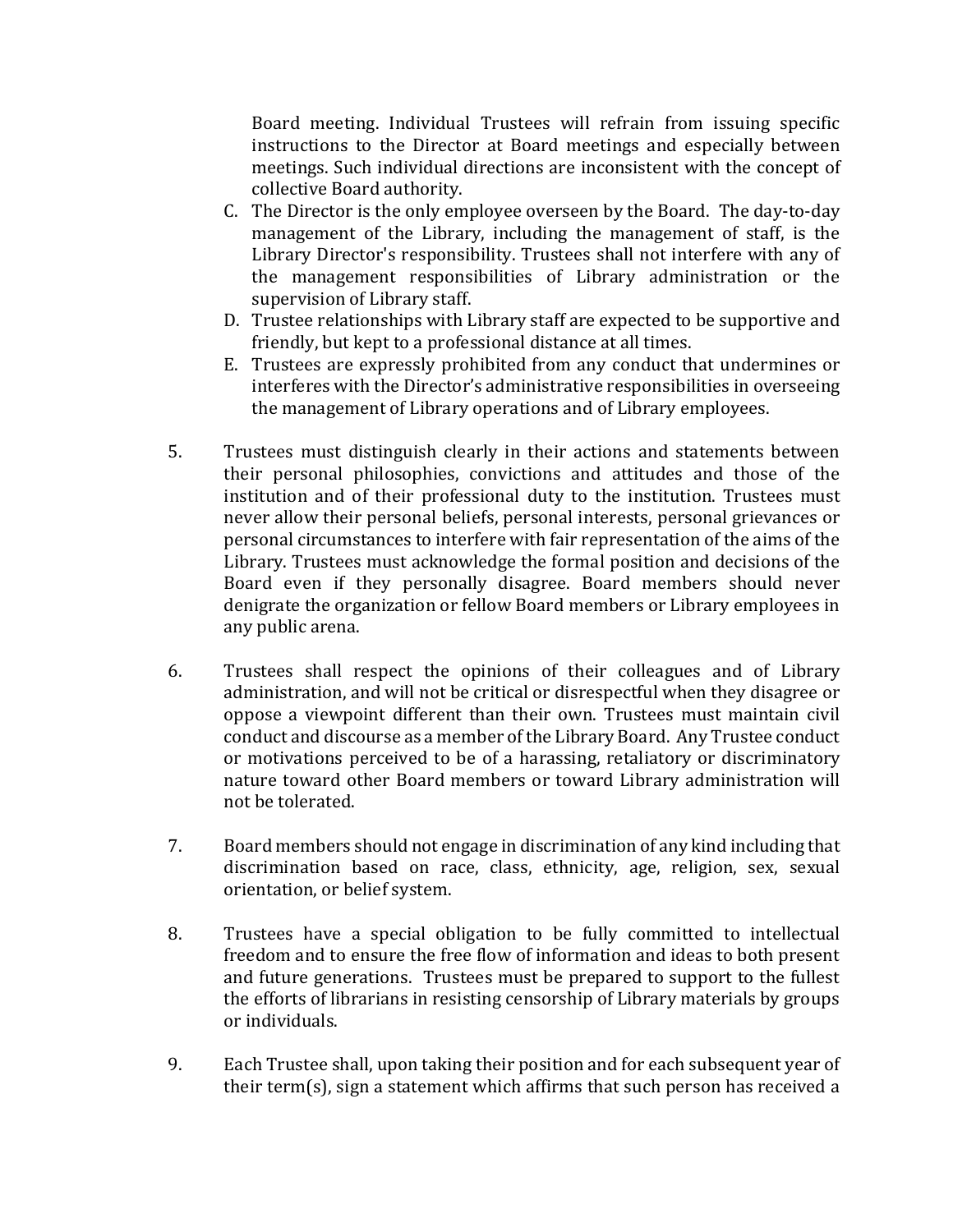Board meeting. Individual Trustees will refrain from issuing specific instructions to the Director at Board meetings and especially between meetings. Such individual directions are inconsistent with the concept of collective Board authority.

C. The Director is the only employee overseen by the Board. The day-to-day management of the Library, including the management of staff, is the Library Director's responsibility. Trustees shall not interfere with any of the management responsibilities of Library administration or the supervision of Library staff.
D. Trustee relationships with Library staff are expected to be supportive and friendly, but kept to a professional distance at all times.
E. Trustees are expressly prohibited from any conduct that undermines or interferes with the Director's administrative responsibilities in overseeing the management of Library operations and of Library employees.

5. Trustees must distinguish clearly in their actions and statements between their personal philosophies, convictions and attitudes and those of the institution and of their professional duty to the institution. Trustees must never allow their personal beliefs, personal interests, personal grievances or personal circumstances to interfere with fair representation of the aims of the Library. Trustees must acknowledge the formal position and decisions of the Board even if they personally disagree. Board members should never denigrate the organization or fellow Board members or Library employees in any public arena.

6. Trustees shall respect the opinions of their colleagues and of Library administration, and will not be critical or disrespectful when they disagree or oppose a viewpoint different than their own. Trustees must maintain civil conduct and discourse as a member of the Library Board. Any Trustee conduct or motivations perceived to be of a harassing, retaliatory or discriminatory nature toward other Board members or toward Library administration will not be tolerated.

7. Board members should not engage in discrimination of any kind including that discrimination based on race, class, ethnicity, age, religion, sex, sexual orientation, or belief system.

8. Trustees have a special obligation to be fully committed to intellectual freedom and to ensure the free flow of information and ideas to both present and future generations. Trustees must be prepared to support to the fullest the efforts of librarians in resisting censorship of Library materials by groups or individuals.

9. Each Trustee shall, upon taking their position and for each subsequent year of their term(s), sign a statement which affirms that such person has received a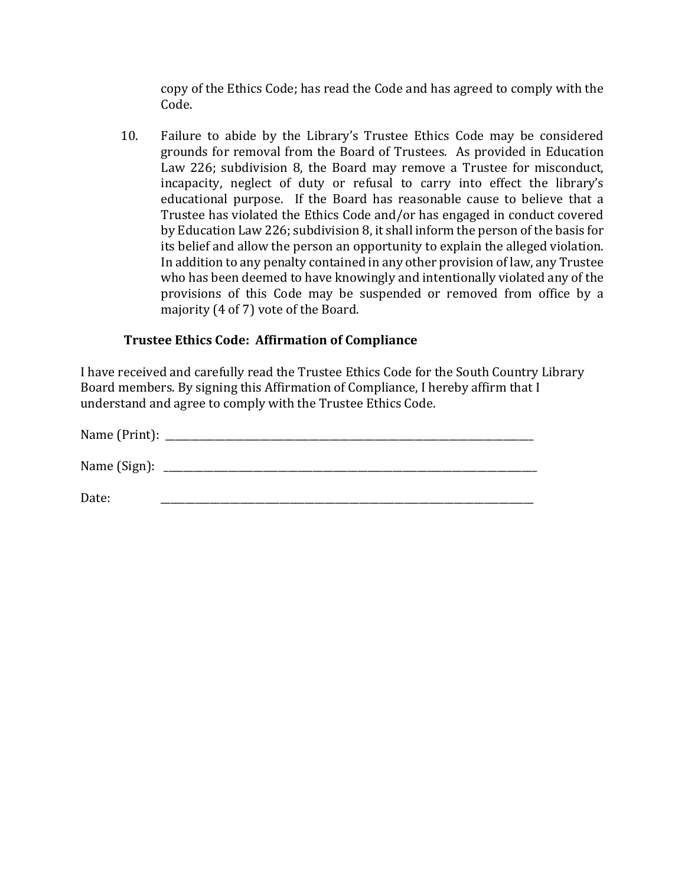copy of the Ethics Code; has read the Code and has agreed to comply with the Code.

10. Failure to abide by the Library's Trustee Ethics Code may be considered grounds for removal from the Board of Trustees. As provided in Education Law 226; subdivision 8, the Board may remove a Trustee for misconduct, incapacity, neglect of duty or refusal to carry into effect the library's educational purpose. If the Board has reasonable cause to believe that a Trustee has violated the Ethics Code and/or has engaged in conduct covered by Education Law 226; subdivision 8, it shall inform the person of the basis for its belief and allow the person an opportunity to explain the alleged violation. In addition to any penalty contained in any other provision of law, any Trustee who has been deemed to have knowingly and intentionally violated any of the provisions of this Code may be suspended or removed from office by a majority (4 of 7) vote of the Board.

**Trustee Ethics Code: Affirmation of Compliance**

I have received and carefully read the Trustee Ethics Code for the South Country Library Board members. By signing this Affirmation of Compliance, I hereby affirm that I understand and agree to comply with the Trustee Ethics Code.

Name (Print): ______________________________________________

Name (Sign): ______________________________________________

Date: ______________________________________________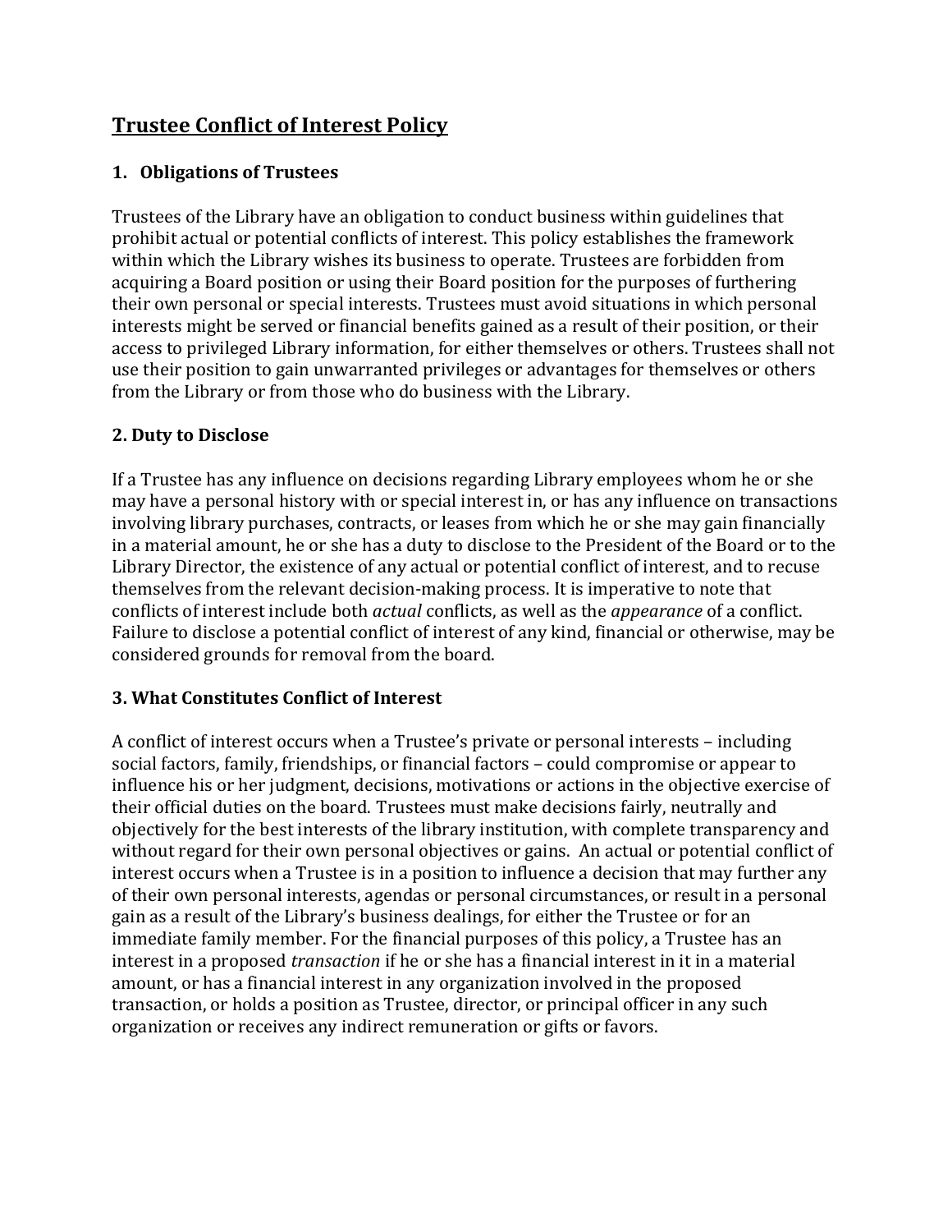# Trustee Conflict of Interest Policy

## 1. Obligations of Trustees

Trustees of the Library have an obligation to conduct business within guidelines that prohibit actual or potential conflicts of interest. This policy establishes the framework within which the Library wishes its business to operate. Trustees are forbidden from acquiring a Board position or using their Board position for the purposes of furthering their own personal or special interests. Trustees must avoid situations in which personal interests might be served or financial benefits gained as a result of their position, or their access to privileged Library information, for either themselves or others. Trustees shall not use their position to gain unwarranted privileges or advantages for themselves or others from the Library or from those who do business with the Library.

## 2. Duty to Disclose

If a Trustee has any influence on decisions regarding Library employees whom he or she may have a personal history with or special interest in, or has any influence on transactions involving library purchases, contracts, or leases from which he or she may gain financially in a material amount, he or she has a duty to disclose to the President of the Board or to the Library Director, the existence of any actual or potential conflict of interest, and to recuse themselves from the relevant decision-making process. It is imperative to note that conflicts of interest include both *actual* conflicts, as well as the *appearance* of a conflict. Failure to disclose a potential conflict of interest of any kind, financial or otherwise, may be considered grounds for removal from the board.

## 3. What Constitutes Conflict of Interest

A conflict of interest occurs when a Trustee's private or personal interests – including social factors, family, friendships, or financial factors – could compromise or appear to influence his or her judgment, decisions, motivations or actions in the objective exercise of their official duties on the board. Trustees must make decisions fairly, neutrally and objectively for the best interests of the library institution, with complete transparency and without regard for their own personal objectives or gains. An actual or potential conflict of interest occurs when a Trustee is in a position to influence a decision that may further any of their own personal interests, agendas or personal circumstances, or result in a personal gain as a result of the Library's business dealings, for either the Trustee or for an immediate family member. For the financial purposes of this policy, a Trustee has an interest in a proposed *transaction* if he or she has a financial interest in it in a material amount, or has a financial interest in any organization involved in the proposed transaction, or holds a position as Trustee, director, or principal officer in any such organization or receives any indirect remuneration or gifts or favors.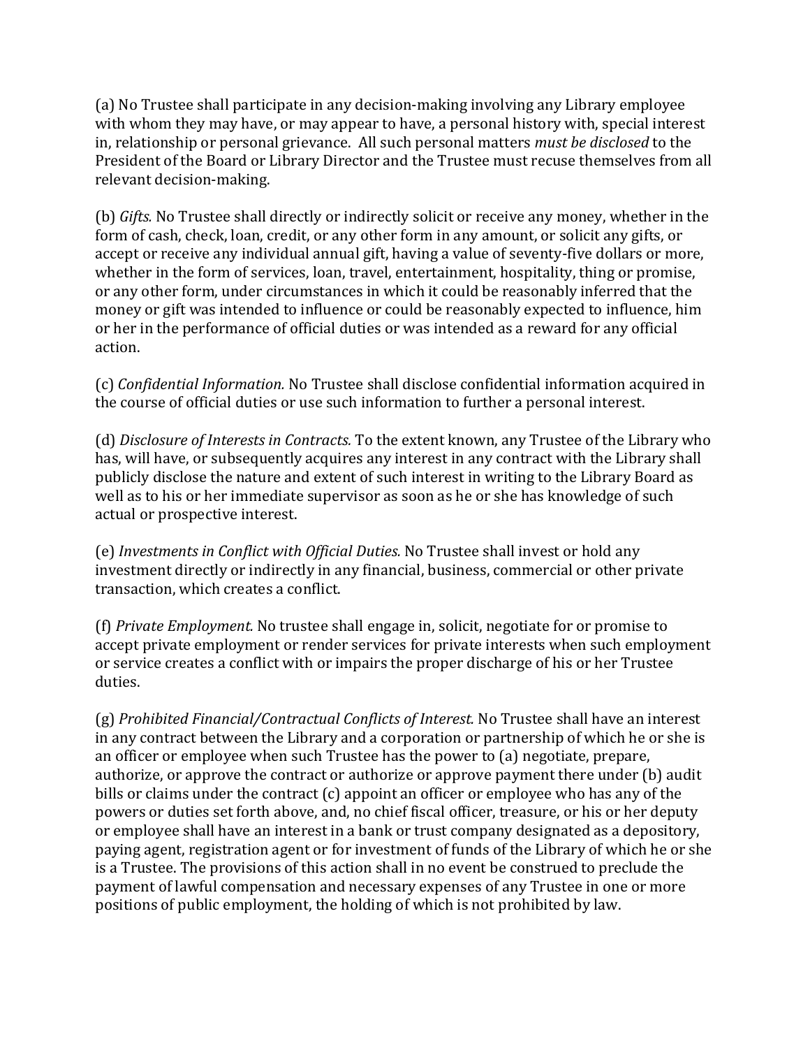(a) No Trustee shall participate in any decision-making involving any Library employee with whom they may have, or may appear to have, a personal history with, special interest in, relationship or personal grievance. All such personal matters *must be disclosed* to the President of the Board or Library Director and the Trustee must recuse themselves from all relevant decision-making.

(b) *Gifts.* No Trustee shall directly or indirectly solicit or receive any money, whether in the form of cash, check, loan, credit, or any other form in any amount, or solicit any gifts, or accept or receive any individual annual gift, having a value of seventy-five dollars or more, whether in the form of services, loan, travel, entertainment, hospitality, thing or promise, or any other form, under circumstances in which it could be reasonably inferred that the money or gift was intended to influence or could be reasonably expected to influence, him or her in the performance of official duties or was intended as a reward for any official action.

(c) *Confidential Information.* No Trustee shall disclose confidential information acquired in the course of official duties or use such information to further a personal interest.

(d) *Disclosure of Interests in Contracts.* To the extent known, any Trustee of the Library who has, will have, or subsequently acquires any interest in any contract with the Library shall publicly disclose the nature and extent of such interest in writing to the Library Board as well as to his or her immediate supervisor as soon as he or she has knowledge of such actual or prospective interest.

(e) *Investments in Conflict with Official Duties.* No Trustee shall invest or hold any investment directly or indirectly in any financial, business, commercial or other private transaction, which creates a conflict.

(f) *Private Employment.* No trustee shall engage in, solicit, negotiate for or promise to accept private employment or render services for private interests when such employment or service creates a conflict with or impairs the proper discharge of his or her Trustee duties.

(g) *Prohibited Financial/Contractual Conflicts of Interest.* No Trustee shall have an interest in any contract between the Library and a corporation or partnership of which he or she is an officer or employee when such Trustee has the power to (a) negotiate, prepare, authorize, or approve the contract or authorize or approve payment there under (b) audit bills or claims under the contract (c) appoint an officer or employee who has any of the powers or duties set forth above, and, no chief fiscal officer, treasure, or his or her deputy or employee shall have an interest in a bank or trust company designated as a depository, paying agent, registration agent or for investment of funds of the Library of which he or she is a Trustee. The provisions of this action shall in no event be construed to preclude the payment of lawful compensation and necessary expenses of any Trustee in one or more positions of public employment, the holding of which is not prohibited by law.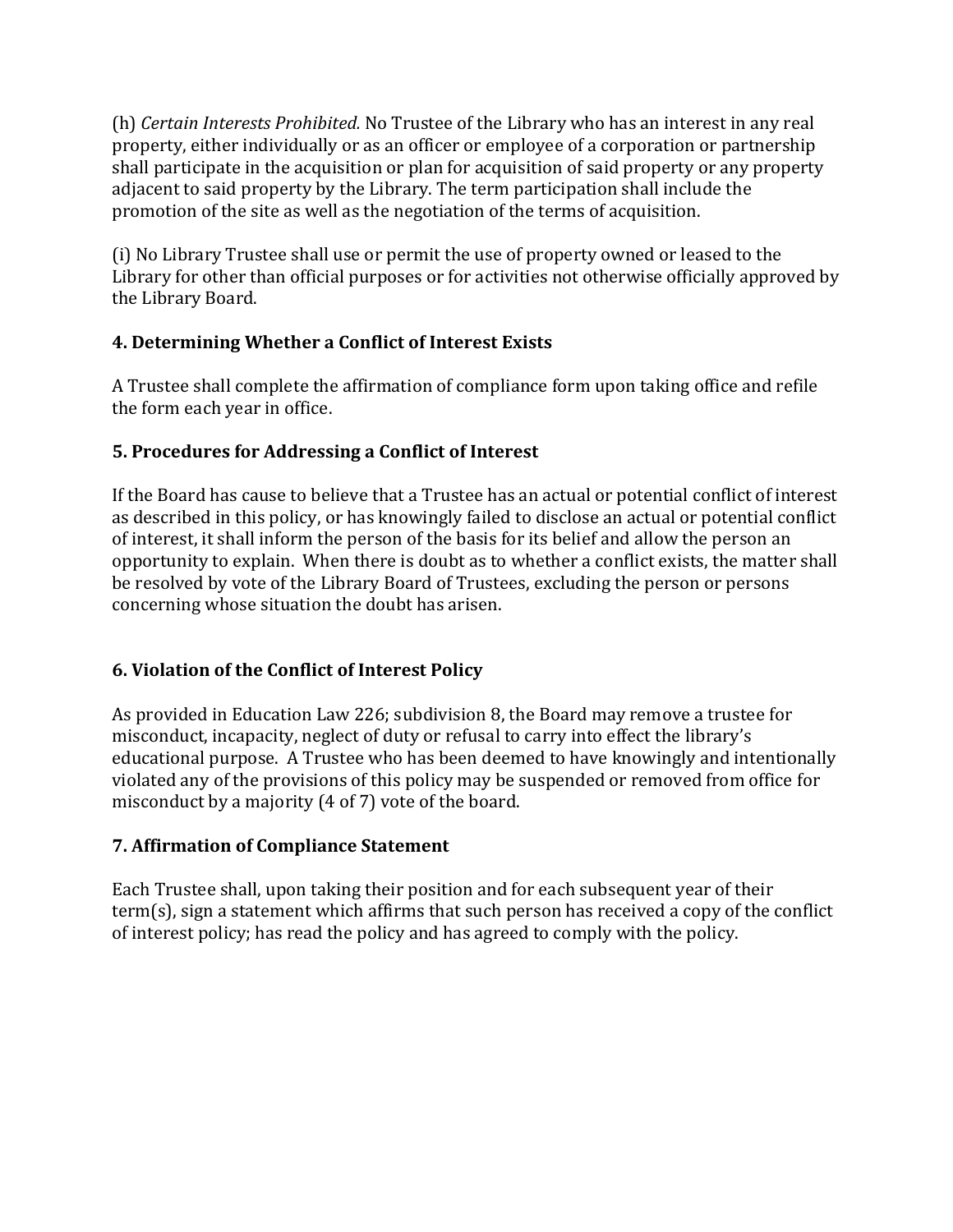(h) *Certain Interests Prohibited.* No Trustee of the Library who has an interest in any real property, either individually or as an officer or employee of a corporation or partnership shall participate in the acquisition or plan for acquisition of said property or any property adjacent to said property by the Library. The term participation shall include the promotion of the site as well as the negotiation of the terms of acquisition.

(i) No Library Trustee shall use or permit the use of property owned or leased to the Library for other than official purposes or for activities not otherwise officially approved by the Library Board.

**4. Determining Whether a Conflict of Interest Exists**

A Trustee shall complete the affirmation of compliance form upon taking office and refile the form each year in office.

**5. Procedures for Addressing a Conflict of Interest**

If the Board has cause to believe that a Trustee has an actual or potential conflict of interest as described in this policy, or has knowingly failed to disclose an actual or potential conflict of interest, it shall inform the person of the basis for its belief and allow the person an opportunity to explain. When there is doubt as to whether a conflict exists, the matter shall be resolved by vote of the Library Board of Trustees, excluding the person or persons concerning whose situation the doubt has arisen.

**6. Violation of the Conflict of Interest Policy**

As provided in Education Law 226; subdivision 8, the Board may remove a trustee for misconduct, incapacity, neglect of duty or refusal to carry into effect the library's educational purpose. A Trustee who has been deemed to have knowingly and intentionally violated any of the provisions of this policy may be suspended or removed from office for misconduct by a majority (4 of 7) vote of the board.

**7. Affirmation of Compliance Statement**

Each Trustee shall, upon taking their position and for each subsequent year of their term(s), sign a statement which affirms that such person has received a copy of the conflict of interest policy; has read the policy and has agreed to comply with the policy.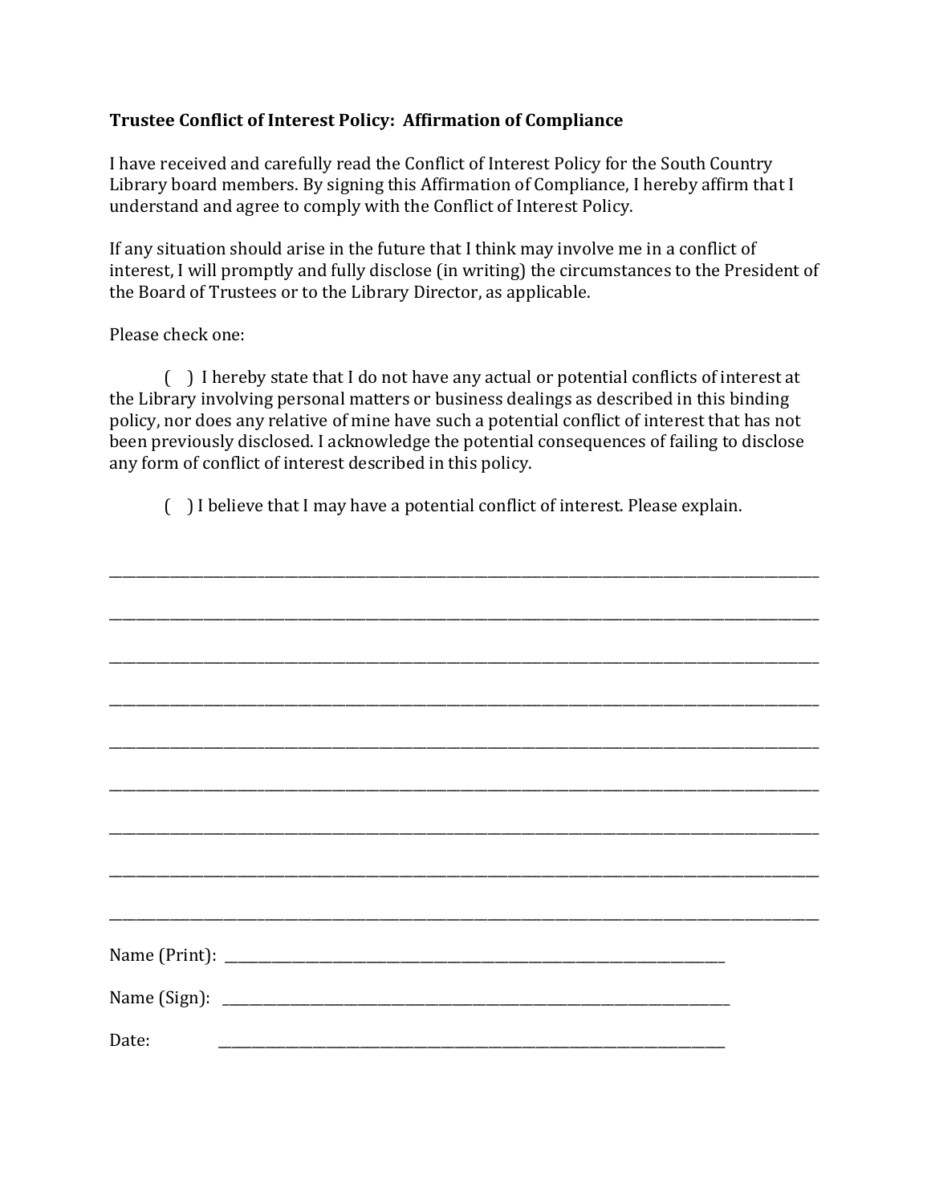**Trustee Conflict of Interest Policy: Affirmation of Compliance**

I have received and carefully read the Conflict of Interest Policy for the South Country Library board members. By signing this Affirmation of Compliance, I hereby affirm that I understand and agree to comply with the Conflict of Interest Policy.

If any situation should arise in the future that I think may involve me in a conflict of interest, I will promptly and fully disclose (in writing) the circumstances to the President of the Board of Trustees or to the Library Director, as applicable.

Please check one:

( ) I hereby state that I do not have any actual or potential conflicts of interest at the Library involving personal matters or business dealings as described in this binding policy, nor does any relative of mine have such a potential conflict of interest that has not been previously disclosed. I acknowledge the potential consequences of failing to disclose any form of conflict of interest described in this policy.

( ) I believe that I may have a potential conflict of interest. Please explain.

______________________________________________________________________________

______________________________________________________________________________

______________________________________________________________________________

______________________________________________________________________________

______________________________________________________________________________

______________________________________________________________________________

______________________________________________________________________________

______________________________________________________________________________

______________________________________________________________________________

Name (Print): ____________________________________________________________

Name (Sign): ____________________________________________________________

Date: ____________________________________________________________